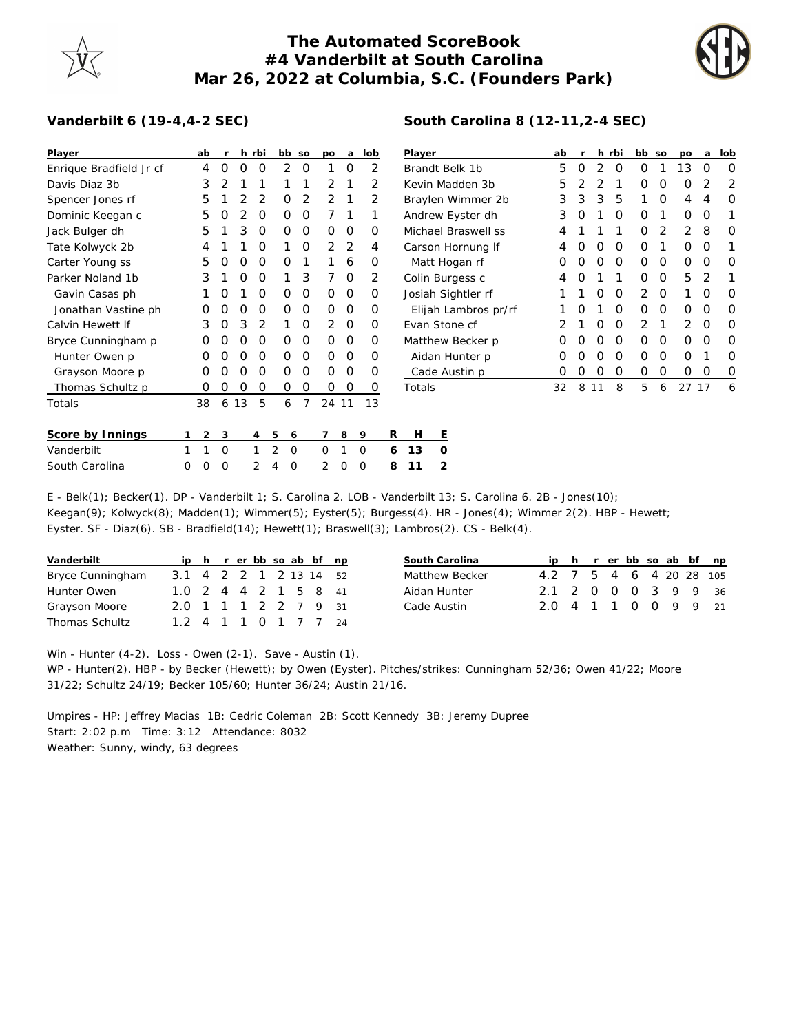# The Automated ScoreBook
# #4 Vanderbilt at South Carolina
# Mar 26, 2022 at Columbia, S.C. (Founders Park)

## Vanderbilt 6 (19-4,4-2 SEC)

| Player | ab | r | h | rbi | bb | so | po | a | lob |
|---|---|---|---|---|---|---|---|---|---|
| Enrique Bradfield Jr cf | 4 | 0 | 0 | 0 | 2 | 0 | 1 | 0 | 2 |
| Davis Diaz 3b | 3 | 2 | 1 | 1 | 1 | 1 | 2 | 1 | 2 |
| Spencer Jones rf | 5 | 1 | 2 | 2 | 0 | 2 | 2 | 1 | 2 |
| Dominic Keegan c | 5 | 0 | 2 | 0 | 0 | 0 | 7 | 1 | 1 |
| Jack Bulger dh | 5 | 1 | 3 | 0 | 0 | 0 | 0 | 0 | 0 |
| Tate Kolwyck 2b | 4 | 1 | 1 | 0 | 1 | 0 | 2 | 2 | 4 |
| Carter Young ss | 5 | 0 | 0 | 0 | 0 | 1 | 1 | 6 | 0 |
| Parker Noland 1b | 3 | 1 | 0 | 0 | 1 | 3 | 7 | 0 | 2 |
| Gavin Casas ph | 1 | 0 | 1 | 0 | 0 | 0 | 0 | 0 | 0 |
| Jonathan Vastine ph | 0 | 0 | 0 | 0 | 0 | 0 | 0 | 0 | 0 |
| Calvin Hewett lf | 3 | 0 | 3 | 2 | 1 | 0 | 2 | 0 | 0 |
| Bryce Cunningham p | 0 | 0 | 0 | 0 | 0 | 0 | 0 | 0 | 0 |
| Hunter Owen p | 0 | 0 | 0 | 0 | 0 | 0 | 0 | 0 | 0 |
| Grayson Moore p | 0 | 0 | 0 | 0 | 0 | 0 | 0 | 0 | 0 |
| Thomas Schultz p | 0 | 0 | 0 | 0 | 0 | 0 | 0 | 0 | 0 |
| Totals | 38 | 6 | 13 | 5 | 6 | 7 | 24 | 11 | 13 |

## South Carolina 8 (12-11,2-4 SEC)

| Player | ab | r | h | rbi | bb | so | po | a | lob |
|---|---|---|---|---|---|---|---|---|---|
| Brandt Belk 1b | 5 | 0 | 2 | 0 | 0 | 1 | 13 | 0 | 0 |
| Kevin Madden 3b | 5 | 2 | 2 | 1 | 0 | 0 | 0 | 2 | 2 |
| Braylen Wimmer 2b | 3 | 3 | 3 | 5 | 1 | 0 | 4 | 4 | 0 |
| Andrew Eyster dh | 3 | 0 | 1 | 0 | 0 | 1 | 0 | 0 | 1 |
| Michael Braswell ss | 4 | 1 | 1 | 1 | 0 | 2 | 2 | 8 | 0 |
| Carson Hornung lf | 4 | 0 | 0 | 0 | 0 | 1 | 0 | 0 | 1 |
| Matt Hogan rf | 0 | 0 | 0 | 0 | 0 | 0 | 0 | 0 | 0 |
| Colin Burgess c | 4 | 0 | 1 | 1 | 0 | 0 | 5 | 2 | 1 |
| Josiah Sightler rf | 1 | 1 | 0 | 0 | 2 | 0 | 1 | 0 | 0 |
| Elijah Lambros pr/rf | 1 | 0 | 1 | 0 | 0 | 0 | 0 | 0 | 0 |
| Evan Stone cf | 2 | 1 | 0 | 0 | 2 | 1 | 2 | 0 | 0 |
| Matthew Becker p | 0 | 0 | 0 | 0 | 0 | 0 | 0 | 0 | 0 |
| Aidan Hunter p | 0 | 0 | 0 | 0 | 0 | 0 | 0 | 1 | 0 |
| Cade Austin p | 0 | 0 | 0 | 0 | 0 | 0 | 0 | 0 | 0 |
| Totals | 32 | 8 | 11 | 8 | 5 | 6 | 27 | 17 | 6 |

| Score by Innings | 1 | 2 | 3 | 4 | 5 | 6 | 7 | 8 | 9 | R | H | E |
|---|---|---|---|---|---|---|---|---|---|---|---|---|
| Vanderbilt | 1 | 1 | 0 | 1 | 2 | 0 | 0 | 1 | 0 | 6 | 13 | 0 |
| South Carolina | 0 | 0 | 0 | 2 | 4 | 0 | 2 | 0 | 0 | 8 | 11 | 2 |

E - Belk(1); Becker(1). DP - Vanderbilt 1; S. Carolina 2. LOB - Vanderbilt 13; S. Carolina 6. 2B - Jones(10); Keegan(9); Kolwyck(8); Madden(1); Wimmer(5); Eyster(5); Burgess(4). HR - Jones(4); Wimmer 2(2). HBP - Hewett; Eyster. SF - Diaz(6). SB - Bradfield(14); Hewett(1); Braswell(3); Lambros(2). CS - Belk(4).

| Vanderbilt | ip | h | r | er | bb | so | ab | bf | np |
|---|---|---|---|---|---|---|---|---|---|
| Bryce Cunningham | 3.1 | 4 | 2 | 2 | 1 | 2 | 13 | 14 | 52 |
| Hunter Owen | 1.0 | 2 | 4 | 4 | 2 | 1 | 5 | 8 | 41 |
| Grayson Moore | 2.0 | 1 | 1 | 1 | 2 | 2 | 7 | 9 | 31 |
| Thomas Schultz | 1.2 | 4 | 1 | 1 | 0 | 1 | 7 | 7 | 24 |

| South Carolina | ip | h | r | er | bb | so | ab | bf | np |
|---|---|---|---|---|---|---|---|---|---|
| Matthew Becker | 4.2 | 7 | 5 | 4 | 6 | 4 | 20 | 28 | 105 |
| Aidan Hunter | 2.1 | 2 | 0 | 0 | 0 | 3 | 9 | 9 | 36 |
| Cade Austin | 2.0 | 4 | 1 | 1 | 0 | 0 | 9 | 9 | 21 |

Win - Hunter (4-2). Loss - Owen (2-1). Save - Austin (1).
WP - Hunter(2). HBP - by Becker (Hewett); by Owen (Eyster). Pitches/strikes: Cunningham 52/36; Owen 41/22; Moore 31/22; Schultz 24/19; Becker 105/60; Hunter 36/24; Austin 21/16.

Umpires - HP: Jeffrey Macias 1B: Cedric Coleman 2B: Scott Kennedy 3B: Jeremy Dupree
Start: 2:02 p.m Time: 3:12 Attendance: 8032
Weather: Sunny, windy, 63 degrees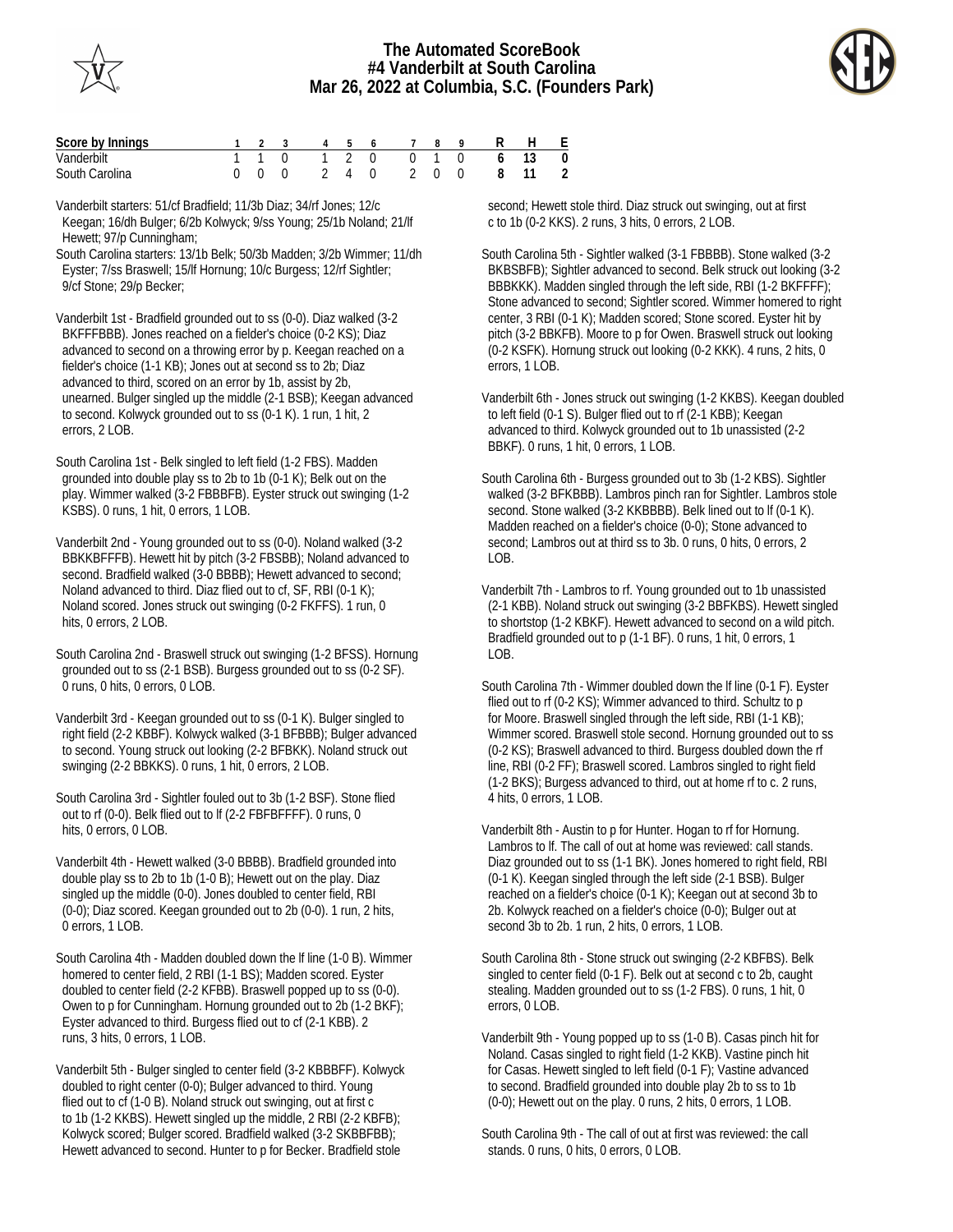# The Automated ScoreBook
## #4 Vanderbilt at South Carolina
## Mar 26, 2022 at Columbia, S.C. (Founders Park)

| Score by Innings | 1 | 2 | 3 | 4 | 5 | 6 | 7 | 8 | 9 | R | H | E |
|---|---|---|---|---|---|---|---|---|---|---|---|---|
| Vanderbilt | 1 | 1 | 0 | 1 | 2 | 0 | 0 | 1 | 0 | 6 | 13 | 0 |
| South Carolina | 0 | 0 | 0 | 2 | 4 | 0 | 2 | 0 | 0 | 8 | 11 | 2 |

Vanderbilt starters: 51/cf Bradfield; 11/3b Diaz; 34/rf Jones; 12/c Keegan; 16/dh Bulger; 6/2b Kolwyck; 9/ss Young; 25/1b Noland; 21/lf Hewett; 97/p Cunningham;

South Carolina starters: 13/1b Belk; 50/3b Madden; 3/2b Wimmer; 11/dh Eyster; 7/ss Braswell; 15/lf Hornung; 10/c Burgess; 12/rf Sightler; 9/cf Stone; 29/p Becker;

Vanderbilt 1st - Bradfield grounded out to ss (0-0). Diaz walked (3-2 BKFFFBBB). Jones reached on a fielder's choice (0-2 KS); Diaz advanced to second on a throwing error by p. Keegan reached on a fielder's choice (1-1 KB); Jones out at second ss to 2b; Diaz advanced to third, scored on an error by 1b, assist by 2b, unearned. Bulger singled up the middle (2-1 BSB); Keegan advanced to second. Kolwyck grounded out to ss (0-1 K). 1 run, 1 hit, 2 errors, 2 LOB.

South Carolina 1st - Belk singled to left field (1-2 FBS). Madden grounded into double play ss to 2b to 1b (0-1 K); Belk out on the play. Wimmer walked (3-2 FBBBFB). Eyster struck out swinging (1-2 KSBS). 0 runs, 1 hit, 0 errors, 1 LOB.

Vanderbilt 2nd - Young grounded out to ss (0-0). Noland walked (3-2 BBKKBFFFB). Hewett hit by pitch (3-2 FBSBB); Noland advanced to second. Bradfield walked (3-0 BBBB); Hewett advanced to second; Noland advanced to third. Diaz flied out to cf, SF, RBI (0-1 K); Noland scored. Jones struck out swinging (0-2 FKFFS). 1 run, 0 hits, 0 errors, 2 LOB.

South Carolina 2nd - Braswell struck out swinging (1-2 BFSS). Hornung grounded out to ss (2-1 BSB). Burgess grounded out to ss (0-2 SF). 0 runs, 0 hits, 0 errors, 0 LOB.

Vanderbilt 3rd - Keegan grounded out to ss (0-1 K). Bulger singled to right field (2-2 KBBF). Kolwyck walked (3-1 BFBBB); Bulger advanced to second. Young struck out looking (2-2 BFBKK). Noland struck out swinging (2-2 BBKKS). 0 runs, 1 hit, 0 errors, 2 LOB.

South Carolina 3rd - Sightler fouled out to 3b (1-2 BSF). Stone flied out to rf (0-0). Belk flied out to lf (2-2 FBFBFFFF). 0 runs, 0 hits, 0 errors, 0 LOB.

Vanderbilt 4th - Hewett walked (3-0 BBBB). Bradfield grounded into double play ss to 2b to 1b (1-0 B); Hewett out on the play. Diaz singled up the middle (0-0). Jones doubled to center field, RBI (0-0); Diaz scored. Keegan grounded out to 2b (0-0). 1 run, 2 hits, 0 errors, 1 LOB.

South Carolina 4th - Madden doubled down the lf line (1-0 B). Wimmer homered to center field, 2 RBI (1-1 BS); Madden scored. Eyster doubled to center field (2-2 KFBB). Braswell popped up to ss (0-0). Owen to p for Cunningham. Hornung grounded out to 2b (1-2 BKF); Eyster advanced to third. Burgess flied out to cf (2-1 KBB). 2 runs, 3 hits, 0 errors, 1 LOB.

Vanderbilt 5th - Bulger singled to center field (3-2 KBBBFF). Kolwyck doubled to right center (0-0); Bulger advanced to third. Young flied out to cf (1-0 B). Noland struck out swinging, out at first c to 1b (1-2 KKBS). Hewett singled up the middle, 2 RBI (2-2 KBFB); Kolwyck scored; Bulger scored. Bradfield walked (3-2 SKBBFBB); Hewett advanced to second. Hunter to p for Becker. Bradfield stole second; Hewett stole third. Diaz struck out swinging, out at first c to 1b (0-2 KKS). 2 runs, 3 hits, 0 errors, 2 LOB.

South Carolina 5th - Sightler walked (3-1 FBBBB). Stone walked (3-2 BKBSBFB); Sightler advanced to second. Belk struck out looking (3-2 BBBKKK). Madden singled through the left side, RBI (1-2 BKFFFF); Stone advanced to second; Sightler scored. Wimmer homered to right center, 3 RBI (0-1 K); Madden scored; Stone scored. Eyster hit by pitch (3-2 BBKFB). Moore to p for Owen. Braswell struck out looking (0-2 KSFK). Hornung struck out looking (0-2 KKK). 4 runs, 2 hits, 0 errors, 1 LOB.

Vanderbilt 6th - Jones struck out swinging (1-2 KKBS). Keegan doubled to left field (0-1 S). Bulger flied out to rf (2-1 KBB); Keegan advanced to third. Kolwyck grounded out to 1b unassisted (2-2 BBKF). 0 runs, 1 hit, 0 errors, 1 LOB.

South Carolina 6th - Burgess grounded out to 3b (1-2 KBS). Sightler walked (3-2 BFKBBB). Lambros pinch ran for Sightler. Lambros stole second. Stone walked (3-2 KKBBBB). Belk lined out to lf (0-1 K). Madden reached on a fielder's choice (0-0); Stone advanced to second; Lambros out at third ss to 3b. 0 runs, 0 hits, 0 errors, 2 LOB.

Vanderbilt 7th - Lambros to rf. Young grounded out to 1b unassisted (2-1 KBB). Noland struck out swinging (3-2 BBFKBS). Hewett singled to shortstop (1-2 KBKF). Hewett advanced to second on a wild pitch. Bradfield grounded out to p (1-1 BF). 0 runs, 1 hit, 0 errors, 1 LOB.

South Carolina 7th - Wimmer doubled down the lf line (0-1 F). Eyster flied out to rf (0-2 KS); Wimmer advanced to third. Schultz to p for Moore. Braswell singled through the left side, RBI (1-1 KB); Wimmer scored. Braswell stole second. Hornung grounded out to ss (0-2 KS); Braswell advanced to third. Burgess doubled down the rf line, RBI (0-2 FF); Braswell scored. Lambros singled to right field (1-2 BKS); Burgess advanced to third, out at home rf to c. 2 runs, 4 hits, 0 errors, 1 LOB.

Vanderbilt 8th - Austin to p for Hunter. Hogan to rf for Hornung. Lambros to lf. The call of out at home was reviewed: call stands. Diaz grounded out to ss (1-1 BK). Jones homered to right field, RBI (0-1 K). Keegan singled through the left side (2-1 BSB). Bulger reached on a fielder's choice (0-1 K); Keegan out at second 3b to 2b. Kolwyck reached on a fielder's choice (0-0); Bulger out at second 3b to 2b. 1 run, 2 hits, 0 errors, 1 LOB.

South Carolina 8th - Stone struck out swinging (2-2 KBFBS). Belk singled to center field (0-1 F). Belk out at second c to 2b, caught stealing. Madden grounded out to ss (1-2 FBS). 0 runs, 1 hit, 0 errors, 0 LOB.

Vanderbilt 9th - Young popped up to ss (1-0 B). Casas pinch hit for Noland. Casas singled to right field (1-2 KKB). Vastine pinch hit for Casas. Hewett singled to left field (0-1 F); Vastine advanced to second. Bradfield grounded into double play 2b to ss to 1b (0-0); Hewett out on the play. 0 runs, 2 hits, 0 errors, 1 LOB.

South Carolina 9th - The call of out at first was reviewed: the call stands. 0 runs, 0 hits, 0 errors, 0 LOB.